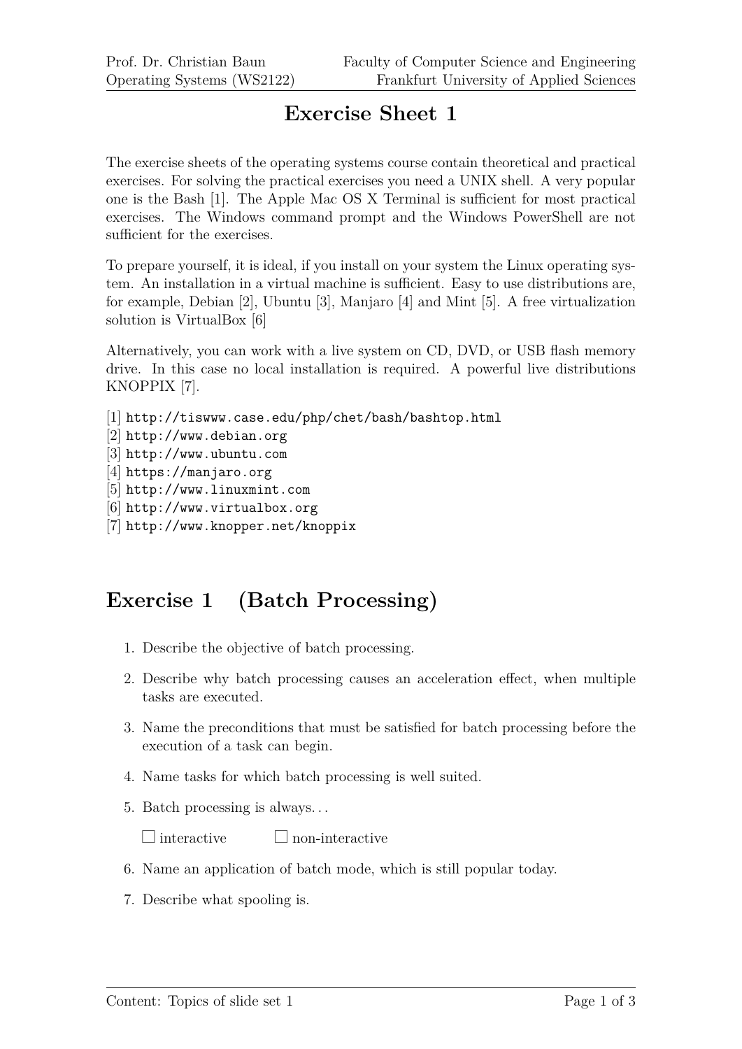# Exercise Sheet 1

The exercise sheets of the operating systems course contain theoretical and practical exercises. For solving the practical exercises you need a UNIX shell. A very popular one is the Bash [1]. The Apple Mac OS X Terminal is sufficient for most practical exercises. The Windows command prompt and the Windows PowerShell are not sufficient for the exercises.

To prepare yourself, it is ideal, if you install on your system the Linux operating system. An installation in a virtual machine is sufficient. Easy to use distributions are, for example, Debian [2], Ubuntu [3], Manjaro [4] and Mint [5]. A free virtualization solution is VirtualBox [6]

Alternatively, you can work with a live system on CD, DVD, or USB flash memory drive. In this case no local installation is required. A powerful live distributions KNOPPIX [7].

[1] `http://tiswww.case.edu/php/chet/bash/bashtop.html`
[2] `http://www.debian.org`
[3] `http://www.ubuntu.com`
[4] `https://manjaro.org`
[5] `http://www.linuxmint.com`
[6] `http://www.virtualbox.org`
[7] `http://www.knopper.net/knoppix`

## Exercise 1 (Batch Processing)

1. Describe the objective of batch processing.
2. Describe why batch processing causes an acceleration effect, when multiple tasks are executed.
3. Name the preconditions that must be satisfied for batch processing before the execution of a task can begin.
4. Name tasks for which batch processing is well suited.
5. Batch processing is always...

   ☐ interactive ☐ non-interactive

6. Name an application of batch mode, which is still popular today.
7. Describe what spooling is.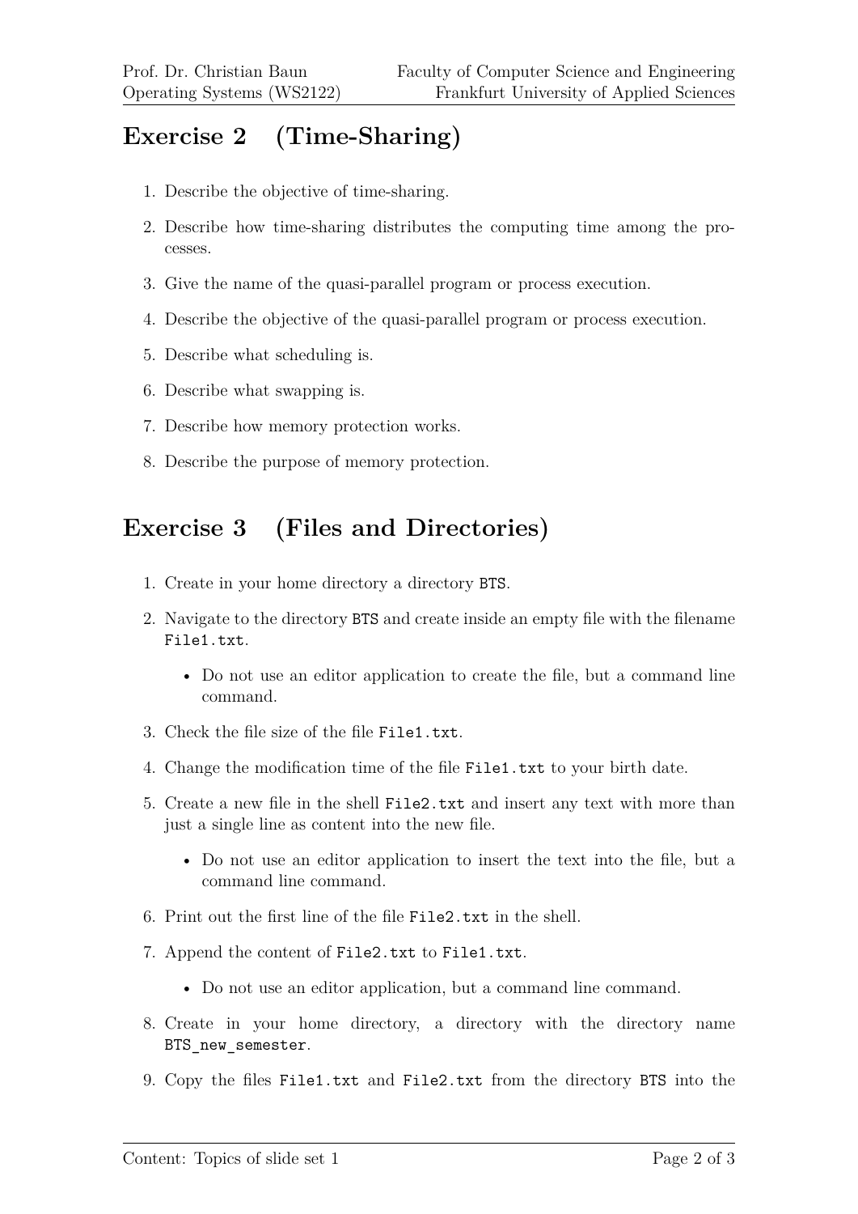## Exercise 2 (Time-Sharing)

1. Describe the objective of time-sharing.
2. Describe how time-sharing distributes the computing time among the processes.
3. Give the name of the quasi-parallel program or process execution.
4. Describe the objective of the quasi-parallel program or process execution.
5. Describe what scheduling is.
6. Describe what swapping is.
7. Describe how memory protection works.
8. Describe the purpose of memory protection.

## Exercise 3 (Files and Directories)

1. Create in your home directory a directory `BTS`.
2. Navigate to the directory `BTS` and create inside an empty file with the filename `File1.txt`.
   - Do not use an editor application to create the file, but a command line command.
3. Check the file size of the file `File1.txt`.
4. Change the modification time of the file `File1.txt` to your birth date.
5. Create a new file in the shell `File2.txt` and insert any text with more than just a single line as content into the new file.
   - Do not use an editor application to insert the text into the file, but a command line command.
6. Print out the first line of the file `File2.txt` in the shell.
7. Append the content of `File2.txt` to `File1.txt`.
   - Do not use an editor application, but a command line command.
8. Create in your home directory, a directory with the directory name `BTS_new_semester`.
9. Copy the files `File1.txt` and `File2.txt` from the directory `BTS` into the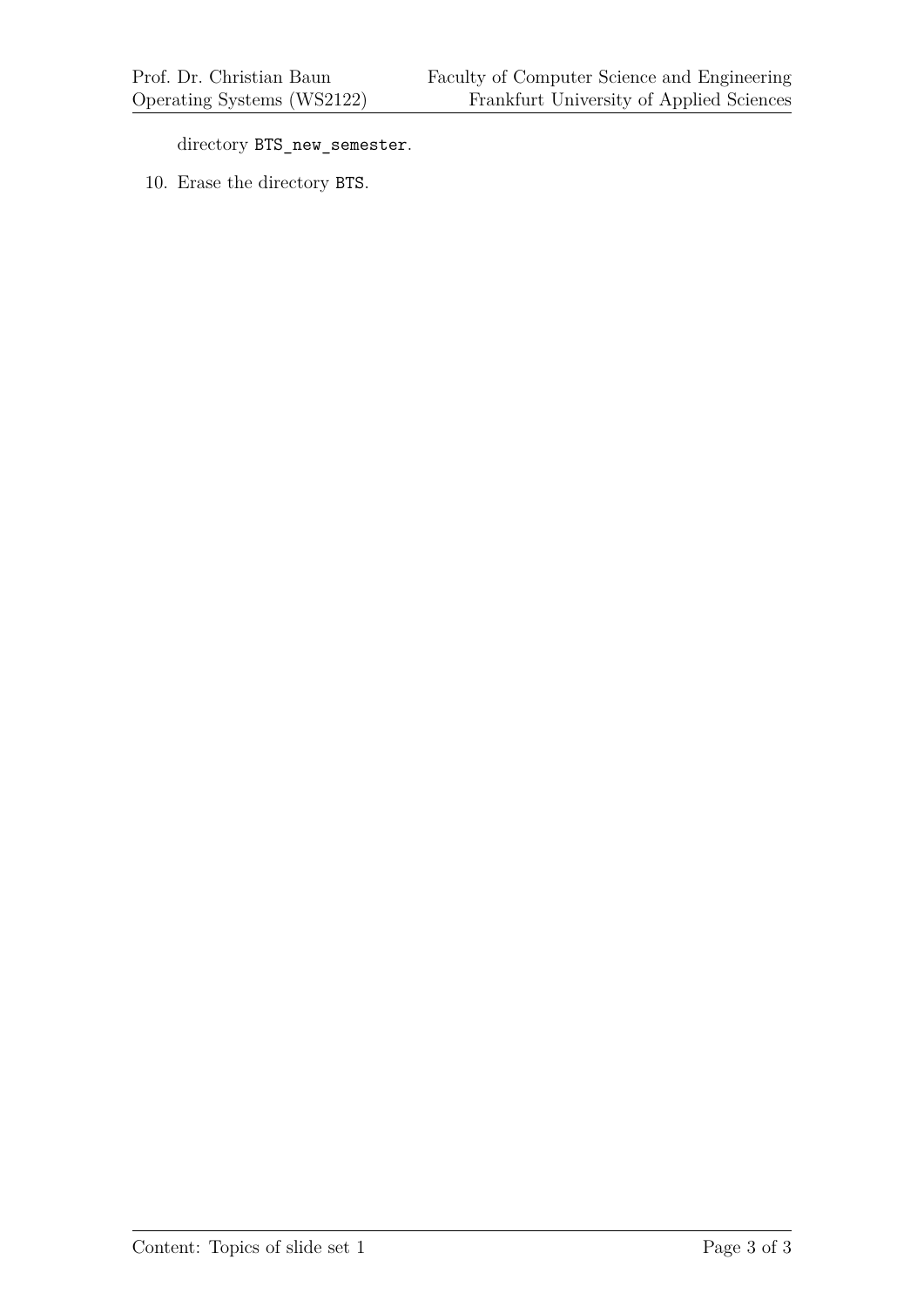directory `BTS_new_semester`.

10. Erase the directory `BTS`.